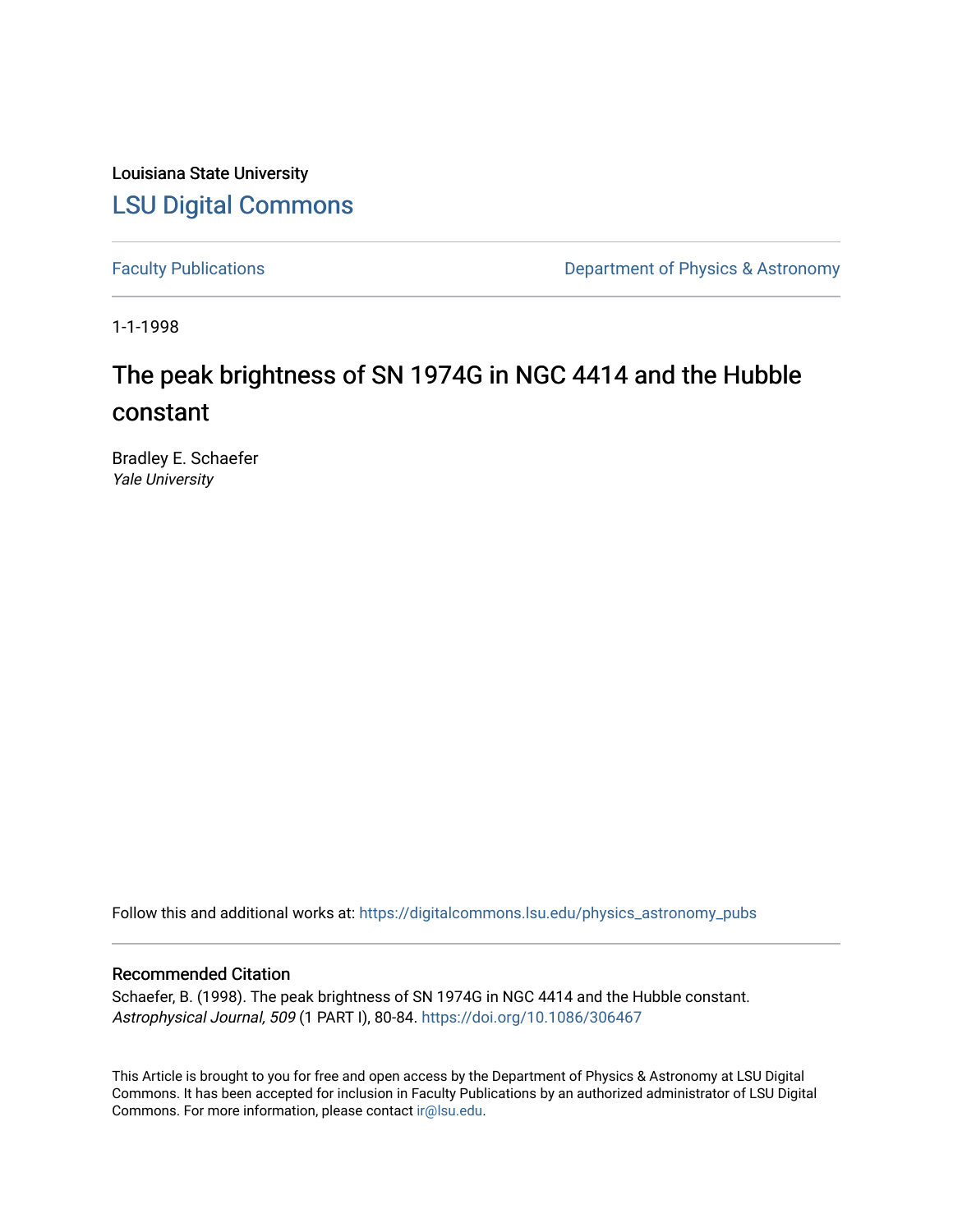Louisiana State University

# LSU Digital Commons

Faculty Publications

Department of Physics & Astronomy

1-1-1998

# The peak brightness of SN 1974G in NGC 4414 and the Hubble constant

Bradley E. Schaefer
*Yale University*

Follow this and additional works at: https://digitalcommons.lsu.edu/physics_astronomy_pubs

## Recommended Citation

Schaefer, B. (1998). The peak brightness of SN 1974G in NGC 4414 and the Hubble constant. *Astrophysical Journal, 509* (1 PART I), 80-84. https://doi.org/10.1086/306467

This Article is brought to you for free and open access by the Department of Physics & Astronomy at LSU Digital Commons. It has been accepted for inclusion in Faculty Publications by an authorized administrator of LSU Digital Commons. For more information, please contact ir@lsu.edu.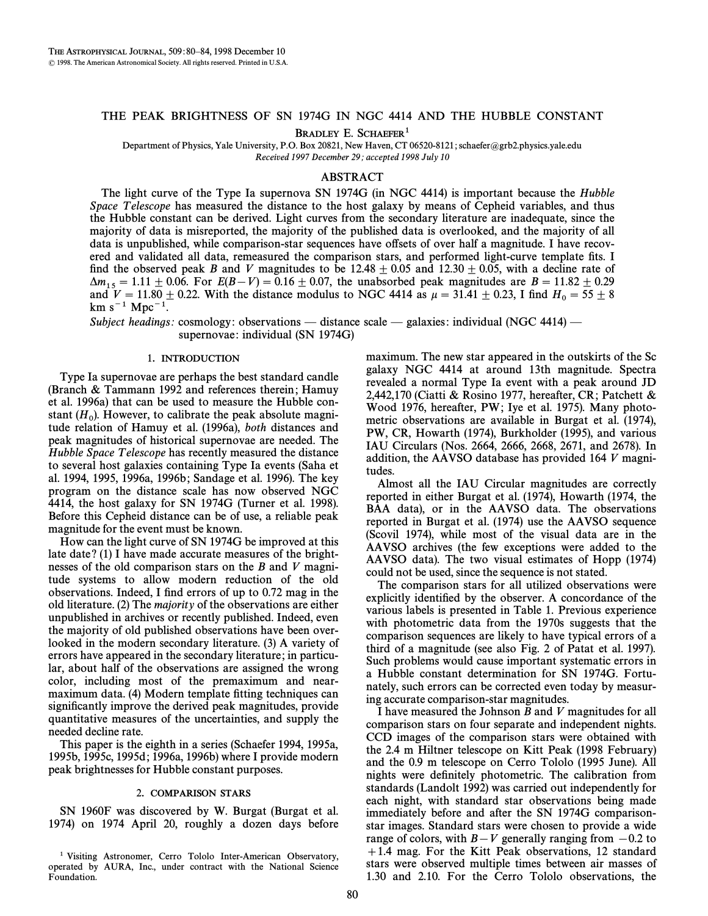# THE PEAK BRIGHTNESS OF SN 1974G IN NGC 4414 AND THE HUBBLE CONSTANT

Bradley E. Schaefer[1]

Department of Physics, Yale University, P.O. Box 20821, New Haven, CT 06520-8121; schaefer@grb2.physics.yale.edu

*Received 1997 December 29; accepted 1998 July 10*

## ABSTRACT

The light curve of the Type Ia supernova SN 1974G (in NGC 4414) is important because the *Hubble Space Telescope* has measured the distance to the host galaxy by means of Cepheid variables, and thus the Hubble constant can be derived. Light curves from the secondary literature are inadequate, since the majority of data is misreported, the majority of the published data is overlooked, and the majority of all data is unpublished, while comparison-star sequences have offsets of over half a magnitude. I have recovered and validated all data, remeasured the comparison stars, and performed light-curve template fits. I find the observed peak $B$ and $V$ magnitudes to be $12.48 \pm 0.05$ and $12.30 \pm 0.05$, with a decline rate of $\Delta m_{15} = 1.11 \pm 0.06$. For $E(B-V) = 0.16 \pm 0.07$, the unabsorbed peak magnitudes are $B = 11.82 \pm 0.29$ and $V = 11.80 \pm 0.22$. With the distance modulus to NGC 4414 as $\mu = 31.41 \pm 0.23$, I find $H_0 = 55 \pm 8$ km s$^{-1}$ Mpc$^{-1}$.

*Subject headings:* cosmology: observations — distance scale — galaxies: individual (NGC 4414) — supernovae: individual (SN 1974G)

## 1. INTRODUCTION

Type Ia supernovae are perhaps the best standard candle (Branch & Tammann 1992 and references therein; Hamuy et al. 1996a) that can be used to measure the Hubble constant ($H_0$). However, to calibrate the peak absolute magnitude relation of Hamuy et al. (1996a), *both* distances and peak magnitudes of historical supernovae are needed. The *Hubble Space Telescope* has recently measured the distance to several host galaxies containing Type Ia events (Saha et al. 1994, 1995, 1996a, 1996b; Sandage et al. 1996). The key program on the distance scale has now observed NGC 4414, the host galaxy for SN 1974G (Turner et al. 1998). Before this Cepheid distance can be of use, a reliable peak magnitude for the event must be known.

How can the light curve of SN 1974G be improved at this late date? (1) I have made accurate measures of the brightnesses of the old comparison stars on the $B$ and $V$ magnitude systems to allow modern reduction of the old observations. Indeed, I find errors of up to 0.72 mag in the old literature. (2) The *majority* of the observations are either unpublished in archives or recently published. Indeed, even the majority of old published observations have been overlooked in the modern secondary literature. (3) A variety of errors have appeared in the secondary literature; in particular, about half of the observations are assigned the wrong color, including most of the premaximum and near-maximum data. (4) Modern template fitting techniques can significantly improve the derived peak magnitudes, provide quantitative measures of the uncertainties, and supply the needed decline rate.

This paper is the eighth in a series (Schaefer 1994, 1995a, 1995b, 1995c, 1995d; 1996a, 1996b) where I provide modern peak brightnesses for Hubble constant purposes.

## 2. COMPARISON STARS

SN 1960F was discovered by W. Burgat (Burgat et al. 1974) on 1974 April 20, roughly a dozen days before maximum. The new star appeared in the outskirts of the Sc galaxy NGC 4414 at around 13th magnitude. Spectra revealed a normal Type Ia event with a peak around JD 2,442,170 (Ciatti & Rosino 1977, hereafter, CR; Patchett & Wood 1976, hereafter, PW; Iye et al. 1975). Many photometric observations are available in Burgat et al. (1974), PW, CR, Howarth (1974), Burkholder (1995), and various IAU Circulars (Nos. 2664, 2666, 2668, 2671, and 2678). In addition, the AAVSO database has provided 164 $V$ magnitudes.

Almost all the IAU Circular magnitudes are correctly reported in either Burgat et al. (1974), Howarth (1974, the BAA data), or in the AAVSO data. The observations reported in Burgat et al. (1974) use the AAVSO sequence (Scovil 1974), while most of the visual data are in the AAVSO archives (the few exceptions were added to the AAVSO data). The two visual estimates of Hopp (1974) could not be used, since the sequence is not stated.

The comparison stars for all utilized observations were explicitly identified by the observer. A concordance of the various labels is presented in Table 1. Previous experience with photometric data from the 1970s suggests that the comparison sequences are likely to have typical errors of a third of a magnitude (see also Fig. 2 of Patat et al. 1997). Such problems would cause important systematic errors in a Hubble constant determination for SN 1974G. Fortunately, such errors can be corrected even today by measuring accurate comparison-star magnitudes.

I have measured the Johnson $B$ and $V$ magnitudes for all comparison stars on four separate and independent nights. CCD images of the comparison stars were obtained with the 2.4 m Hiltner telescope on Kitt Peak (1998 February) and the 0.9 m telescope on Cerro Tololo (1995 June). All nights were definitely photometric. The calibration from standards (Landolt 1992) was carried out independently for each night, with standard star observations being made immediately before and after the SN 1974G comparison-star images. Standard stars were chosen to provide a wide range of colors, with $B-V$ generally ranging from $-0.2$ to $+1.4$ mag. For the Kitt Peak observations, 12 standard stars were observed multiple times between air masses of 1.30 and 2.10. For the Cerro Tololo observations, the

[1] Visiting Astronomer, Cerro Tololo Inter-American Observatory, operated by AURA, Inc., under contract with the National Science Foundation.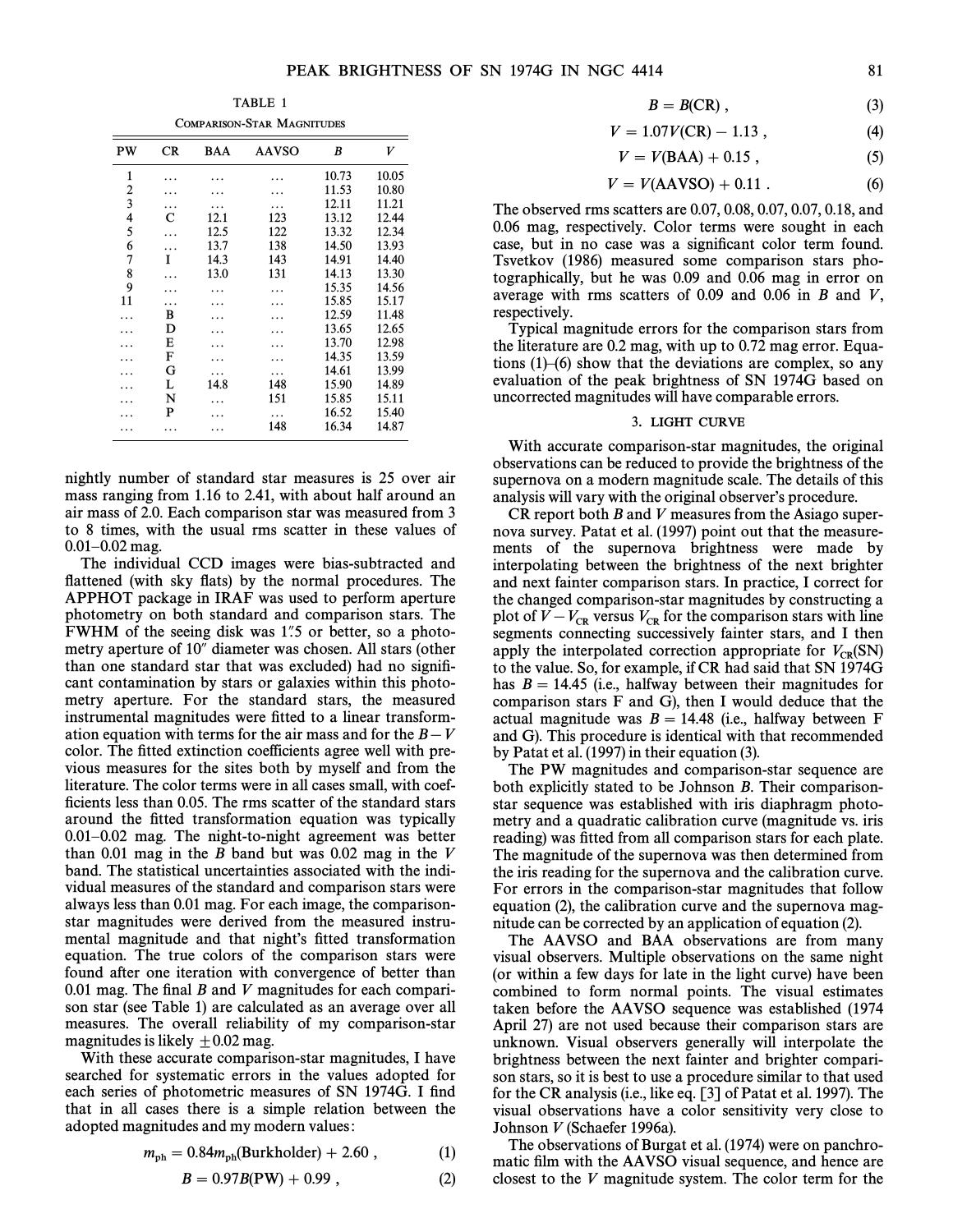TABLE 1

COMPARISON-STAR MAGNITUDES

| PW | CR | BAA | AAVSO | B | V |
|---|---|---|---|---|---|
| 1 | ... | ... | ... | 10.73 | 10.05 |
| 2 | ... | ... | ... | 11.53 | 10.80 |
| 3 | ... | ... | ... | 12.11 | 11.21 |
| 4 | C | 12.1 | 123 | 13.12 | 12.44 |
| 5 | ... | 12.5 | 122 | 13.32 | 12.34 |
| 6 | ... | 13.7 | 138 | 14.50 | 13.93 |
| 7 | I | 14.3 | 143 | 14.91 | 14.40 |
| 8 | ... | 13.0 | 131 | 14.13 | 13.30 |
| 9 | ... | ... | ... | 15.35 | 14.56 |
| 11 | ... | ... | ... | 15.85 | 15.17 |
| ... | B | ... | ... | 12.59 | 11.48 |
| ... | D | ... | ... | 13.65 | 12.65 |
| ... | E | ... | ... | 13.70 | 12.98 |
| ... | F | ... | ... | 14.35 | 13.59 |
| ... | G | ... | ... | 14.61 | 13.99 |
| ... | L | 14.8 | 148 | 15.90 | 14.89 |
| ... | N | ... | 151 | 15.85 | 15.11 |
| ... | P | ... | ... | 16.52 | 15.40 |
| ... | ... | ... | 148 | 16.34 | 14.87 |

nightly number of standard star measures is 25 over air mass ranging from 1.16 to 2.41, with about half around an air mass of 2.0. Each comparison star was measured from 3 to 8 times, with the usual rms scatter in these values of 0.01–0.02 mag.

The individual CCD images were bias-subtracted and flattened (with sky flats) by the normal procedures. The APPHOT package in IRAF was used to perform aperture photometry on both standard and comparison stars. The FWHM of the seeing disk was 1".5 or better, so a photometry aperture of 10" diameter was chosen. All stars (other than one standard star that was excluded) had no significant contamination by stars or galaxies within this photometry aperture. For the standard stars, the measured instrumental magnitudes were fitted to a linear transformation equation with terms for the air mass and for the $B-V$ color. The fitted extinction coefficients agree well with previous measures for the sites both by myself and from the literature. The color terms were in all cases small, with coefficients less than 0.05. The rms scatter of the standard stars around the fitted transformation equation was typically 0.01–0.02 mag. The night-to-night agreement was better than 0.01 mag in the $B$ band but was 0.02 mag in the $V$ band. The statistical uncertainties associated with the individual measures of the standard and comparison stars were always less than 0.01 mag. For each image, the comparison-star magnitudes were derived from the measured instrumental magnitude and that night's fitted transformation equation. The true colors of the comparison stars were found after one iteration with convergence of better than 0.01 mag. The final $B$ and $V$ magnitudes for each comparison star (see Table 1) are calculated as an average over all measures. The overall reliability of my comparison-star magnitudes is likely $\pm 0.02$ mag.

With these accurate comparison-star magnitudes, I have searched for systematic errors in the values adopted for each series of photometric measures of SN 1974G. I find that in all cases there is a simple relation between the adopted magnitudes and my modern values:

$$m_{\rm ph} = 0.84 m_{\rm ph}(\text{Burkholder}) + 2.60 \,, \tag{1}$$

$$B = 0.97 B(\text{PW}) + 0.99 \,, \tag{2}$$

$$B = B(\text{CR}) \,, \tag{3}$$

$$V = 1.07 V(\text{CR}) - 1.13 \,, \tag{4}$$

$$V = V(\text{BAA}) + 0.15 \,, \tag{5}$$

$$V = V(\text{AAVSO}) + 0.11 \,. \tag{6}$$

The observed rms scatters are 0.07, 0.08, 0.07, 0.07, 0.18, and 0.06 mag, respectively. Color terms were sought in each case, but in no case was a significant color term found. Tsvetkov (1986) measured some comparison stars photographically, but he was 0.09 and 0.06 mag in error on average with rms scatters of 0.09 and 0.06 in $B$ and $V$, respectively.

Typical magnitude errors for the comparison stars from the literature are 0.2 mag, with up to 0.72 mag error. Equations (1)–(6) show that the deviations are complex, so any evaluation of the peak brightness of SN 1974G based on uncorrected magnitudes will have comparable errors.

## 3. LIGHT CURVE

With accurate comparison-star magnitudes, the original observations can be reduced to provide the brightness of the supernova on a modern magnitude scale. The details of this analysis will vary with the original observer's procedure.

CR report both $B$ and $V$ measures from the Asiago supernova survey. Patat et al. (1997) point out that the measurements of the supernova brightness were made by interpolating between the brightness of the next brighter and next fainter comparison stars. In practice, I correct for the changed comparison-star magnitudes by constructing a plot of $V - V_{\rm CR}$ versus $V_{\rm CR}$ for the comparison stars with line segments connecting successively fainter stars, and I then apply the interpolated correction appropriate for $V_{\rm CR}$(SN) to the value. So, for example, if CR had said that SN 1974G has $B = 14.45$ (i.e., halfway between their magnitudes for comparison stars F and G), then I would deduce that the actual magnitude was $B = 14.48$ (i.e., halfway between F and G). This procedure is identical with that recommended by Patat et al. (1997) in their equation (3).

The PW magnitudes and comparison-star sequence are both explicitly stated to be Johnson $B$. Their comparison-star sequence was established with iris diaphragm photometry and a quadratic calibration curve (magnitude vs. iris reading) was fitted from all comparison stars for each plate. The magnitude of the supernova was then determined from the iris reading for the supernova and the calibration curve. For errors in the comparison-star magnitudes that follow equation (2), the calibration curve and the supernova magnitude can be corrected by an application of equation (2).

The AAVSO and BAA observations are from many visual observers. Multiple observations on the same night (or within a few days for late in the light curve) have been combined to form normal points. The visual estimates taken before the AAVSO sequence was established (1974 April 27) are not used because their comparison stars are unknown. Visual observers generally will interpolate the brightness between the next fainter and brighter comparison stars, so it is best to use a procedure similar to that used for the CR analysis (i.e., like eq. [3] of Patat et al. 1997). The visual observations have a color sensitivity very close to Johnson $V$ (Schaefer 1996a).

The observations of Burgat et al. (1974) were on panchromatic film with the AAVSO visual sequence, and hence are closest to the $V$ magnitude system. The color term for the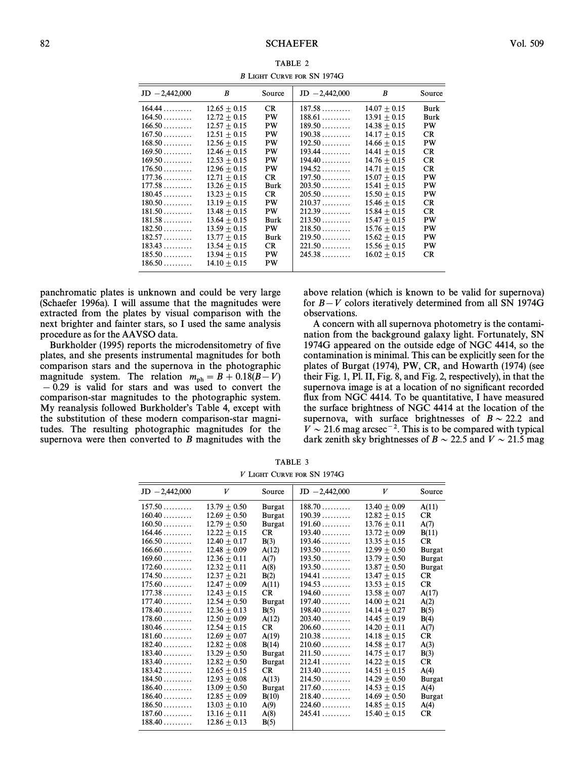TABLE 2

*B* Light Curve for SN 1974G

| JD −2,442,000 | *B* | Source | JD −2,442,000 | *B* | Source |
|---|---|---|---|---|---|
| 164.44 .......... | 12.65 ± 0.15 | CR | 187.58 .......... | 14.07 ± 0.15 | Burk |
| 164.50 .......... | 12.72 ± 0.15 | PW | 188.61 .......... | 13.91 ± 0.15 | Burk |
| 166.50 .......... | 12.57 ± 0.15 | PW | 189.50 .......... | 14.38 ± 0.15 | PW |
| 167.50 .......... | 12.51 ± 0.15 | PW | 190.38 .......... | 14.17 ± 0.15 | CR |
| 168.50 .......... | 12.56 ± 0.15 | PW | 192.50 .......... | 14.66 ± 0.15 | PW |
| 169.50 .......... | 12.46 ± 0.15 | PW | 193.44 .......... | 14.41 ± 0.15 | CR |
| 169.50 .......... | 12.53 ± 0.15 | PW | 194.40 .......... | 14.76 ± 0.15 | CR |
| 176.50 .......... | 12.96 ± 0.15 | PW | 194.52 .......... | 14.71 ± 0.15 | CR |
| 177.36 .......... | 12.71 ± 0.15 | CR | 197.50 .......... | 15.07 ± 0.15 | PW |
| 177.58 .......... | 13.26 ± 0.15 | Burk | 203.50 .......... | 15.41 ± 0.15 | PW |
| 180.45 .......... | 13.23 ± 0.15 | CR | 205.50 .......... | 15.50 ± 0.15 | PW |
| 180.50 .......... | 13.19 ± 0.15 | PW | 210.37 .......... | 15.46 ± 0.15 | CR |
| 181.50 .......... | 13.48 ± 0.15 | PW | 212.39 .......... | 15.84 ± 0.15 | CR |
| 181.58 .......... | 13.64 ± 0.15 | Burk | 213.50 .......... | 15.47 ± 0.15 | PW |
| 182.50 .......... | 13.59 ± 0.15 | PW | 218.50 .......... | 15.76 ± 0.15 | PW |
| 182.57 .......... | 13.77 ± 0.15 | Burk | 219.50 .......... | 15.62 ± 0.15 | PW |
| 183.43 .......... | 13.54 ± 0.15 | CR | 221.50 .......... | 15.56 ± 0.15 | PW |
| 185.50 .......... | 13.94 ± 0.15 | PW | 245.38 .......... | 16.02 ± 0.15 | CR |
| 186.50 .......... | 14.10 ± 0.15 | PW | | | |

panchromatic plates is unknown and could be very large (Schaefer 1996a). I will assume that the magnitudes were extracted from the plates by visual comparison with the next brighter and fainter stars, so I used the same analysis procedure as for the AAVSO data.

Burkholder (1995) reports the microdensitometry of five plates, and she presents instrumental magnitudes for both comparison stars and the supernova in the photographic magnitude system. The relation $m_{ph} = B + 0.18(B-V) - 0.29$ is valid for stars and was used to convert the comparison-star magnitudes to the photographic system. My reanalysis followed Burkholder's Table 4, except with the substitution of these modern comparison-star magnitudes. The resulting photographic magnitudes for the supernova were then converted to *B* magnitudes with the above relation (which is known to be valid for supernova) for $B-V$ colors iteratively determined from all SN 1974G observations.

A concern with all supernova photometry is the contamination from the background galaxy light. Fortunately, SN 1974G appeared on the outside edge of NGC 4414, so the contamination is minimal. This can be explicitly seen for the plates of Burgat (1974), PW, CR, and Howarth (1974) (see their Fig. 1, Pl. II, Fig. 8, and Fig. 2, respectively), in that the supernova image is at a location of no significant recorded flux from NGC 4414. To be quantitative, I have measured the surface brightness of NGC 4414 at the location of the supernova, with surface brightnesses of $B \sim 22.2$ and $V \sim 21.6$ mag arcsec$^{-2}$. This is to be compared with typical dark zenith sky brightnesses of $B \sim 22.5$ and $V \sim 21.5$ mag

TABLE 3

*V* Light Curve for SN 1974G

| JD −2,442,000 | *V* | Source | JD −2,442,000 | *V* | Source |
|---|---|---|---|---|---|
| 157.50 .......... | 13.79 ± 0.50 | Burgat | 188.70 .......... | 13.40 ± 0.09 | A(11) |
| 160.40 .......... | 12.69 ± 0.50 | Burgat | 190.39 .......... | 12.82 ± 0.15 | CR |
| 160.50 .......... | 12.79 ± 0.50 | Burgat | 191.60 .......... | 13.76 ± 0.11 | A(7) |
| 164.46 .......... | 12.22 ± 0.15 | CR | 193.40 .......... | 13.72 ± 0.09 | B(11) |
| 166.50 .......... | 12.40 ± 0.17 | B(3) | 193.46 .......... | 13.35 ± 0.15 | CR |
| 166.60 .......... | 12.48 ± 0.09 | A(12) | 193.50 .......... | 12.99 ± 0.50 | Burgat |
| 169.60 .......... | 12.36 ± 0.11 | A(7) | 193.50 .......... | 13.79 ± 0.50 | Burgat |
| 172.60 .......... | 12.32 ± 0.11 | A(8) | 193.50 .......... | 13.87 ± 0.50 | Burgat |
| 174.50 .......... | 12.37 ± 0.21 | B(2) | 194.41 .......... | 13.47 ± 0.15 | CR |
| 175.60 .......... | 12.47 ± 0.09 | A(11) | 194.53 .......... | 13.53 ± 0.15 | CR |
| 177.38 .......... | 12.43 ± 0.15 | CR | 194.60 .......... | 13.58 ± 0.07 | A(17) |
| 177.40 .......... | 12.54 ± 0.50 | Burgat | 197.40 .......... | 14.00 ± 0.21 | A(2) |
| 178.40 .......... | 12.36 ± 0.13 | B(5) | 198.40 .......... | 14.14 ± 0.27 | B(5) |
| 178.60 .......... | 12.50 ± 0.09 | A(12) | 203.40 .......... | 14.45 ± 0.19 | B(4) |
| 180.46 .......... | 12.54 ± 0.15 | CR | 206.60 .......... | 14.20 ± 0.11 | A(7) |
| 181.60 .......... | 12.69 ± 0.07 | A(19) | 210.38 .......... | 14.18 ± 0.15 | CR |
| 182.40 .......... | 12.82 ± 0.08 | B(14) | 210.60 .......... | 14.58 ± 0.17 | A(3) |
| 183.40 .......... | 13.29 ± 0.50 | Burgat | 211.50 .......... | 14.75 ± 0.17 | B(3) |
| 183.40 .......... | 12.82 ± 0.50 | Burgat | 212.41 .......... | 14.22 ± 0.15 | CR |
| 183.42 .......... | 12.65 ± 0.15 | CR | 213.40 .......... | 14.51 ± 0.15 | A(4) |
| 184.50 .......... | 12.93 ± 0.08 | A(13) | 214.50 .......... | 14.29 ± 0.50 | Burgat |
| 186.40 .......... | 13.09 ± 0.50 | Burgat | 217.60 .......... | 14.53 ± 0.15 | A(4) |
| 186.40 .......... | 12.85 ± 0.09 | B(10) | 218.40 .......... | 14.69 ± 0.50 | Burgat |
| 186.50 .......... | 13.03 ± 0.10 | A(9) | 224.60 .......... | 14.85 ± 0.15 | A(4) |
| 187.60 .......... | 13.16 ± 0.11 | A(8) | 245.41 .......... | 15.40 ± 0.15 | CR |
| 188.40 .......... | 12.86 ± 0.13 | B(5) | | | |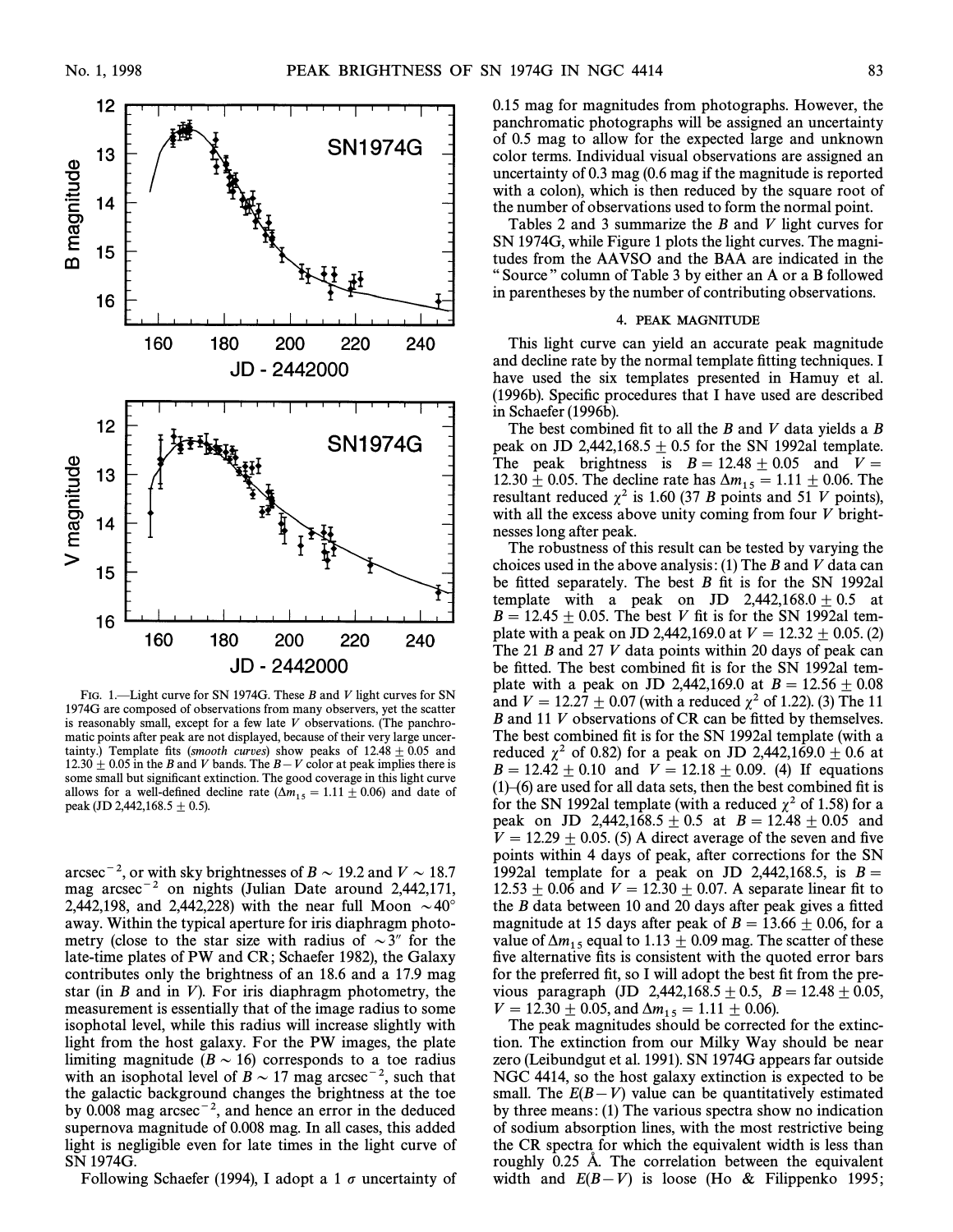FIG. 1.—Light curve for SN 1974G. These $B$ and $V$ light curves for SN 1974G are composed of observations from many observers, yet the scatter is reasonably small, except for a few late $V$ observations. (The panchromatic points after peak are not displayed, because of their very large uncertainty.) Template fits (*smooth curves*) show peaks of $12.48 \pm 0.05$ and $12.30 \pm 0.05$ in the $B$ and $V$ bands. The $B-V$ color at peak implies there is some small but significant extinction. The good coverage in this light curve allows for a well-defined decline rate ($\Delta m_{15} = 1.11 \pm 0.06$) and date of peak (JD $2{,}442{,}168.5 \pm 0.5$).

arcsec$^{-2}$, or with sky brightnesses of $B \sim 19.2$ and $V \sim 18.7$ mag arcsec$^{-2}$ on nights (Julian Date around 2,442,171, 2,442,198, and 2,442,228) with the near full Moon $\sim 40°$ away. Within the typical aperture for iris diaphragm photometry (close to the star size with radius of $\sim 3''$ for the late-time plates of PW and CR; Schaefer 1982), the Galaxy contributes only the brightness of an 18.6 and a 17.9 mag star (in $B$ and in $V$). For iris diaphragm photometry, the measurement is essentially that of the image radius to some isophotal level, while this radius will increase slightly with light from the host galaxy. For the PW images, the plate limiting magnitude ($B \sim 16$) corresponds to a toe radius with an isophotal level of $B \sim 17$ mag arcsec$^{-2}$, such that the galactic background changes the brightness at the toe by 0.008 mag arcsec$^{-2}$, and hence an error in the deduced supernova magnitude of 0.008 mag. In all cases, this added light is negligible even for late times in the light curve of SN 1974G.

Following Schaefer (1994), I adopt a 1 $\sigma$ uncertainty of 0.15 mag for magnitudes from photographs. However, the panchromatic photographs will be assigned an uncertainty of 0.5 mag to allow for the expected large and unknown color terms. Individual visual observations are assigned an uncertainty of 0.3 mag (0.6 mag if the magnitude is reported with a colon), which is then reduced by the square root of the number of observations used to form the normal point.

Tables 2 and 3 summarize the $B$ and $V$ light curves for SN 1974G, while Figure 1 plots the light curves. The magnitudes from the AAVSO and the BAA are indicated in the "Source" column of Table 3 by either an A or a B followed in parentheses by the number of contributing observations.

## 4. PEAK MAGNITUDE

This light curve can yield an accurate peak magnitude and decline rate by the normal template fitting techniques. I have used the six templates presented in Hamuy et al. (1996b). Specific procedures that I have used are described in Schaefer (1996b).

The best combined fit to all the $B$ and $V$ data yields a $B$ peak on JD $2{,}442{,}168.5 \pm 0.5$ for the SN 1992al template. The peak brightness is $B = 12.48 \pm 0.05$ and $V = 12.30 \pm 0.05$. The decline rate has $\Delta m_{15} = 1.11 \pm 0.06$. The resultant reduced $\chi^2$ is 1.60 (37 $B$ points and 51 $V$ points), with all the excess above unity coming from four $V$ brightnesses long after peak.

The robustness of this result can be tested by varying the choices used in the above analysis: (1) The $B$ and $V$ data can be fitted separately. The best $B$ fit is for the SN 1992al template with a peak on JD $2{,}442{,}168.0 \pm 0.5$ at $B = 12.45 \pm 0.05$. The best $V$ fit is for the SN 1992al template with a peak on JD 2,442,169.0 at $V = 12.32 \pm 0.05$. (2) The 21 $B$ and 27 $V$ data points within 20 days of peak can be fitted. The best combined fit is for the SN 1992al template with a peak on JD 2,442,169.0 at $B = 12.56 \pm 0.08$ and $V = 12.27 \pm 0.07$ (with a reduced $\chi^2$ of 1.22). (3) The 11 $B$ and 11 $V$ observations of CR can be fitted by themselves. The best combined fit is for the SN 1992al template (with a reduced $\chi^2$ of 0.82) for a peak on JD $2{,}442{,}169.0 \pm 0.6$ at $B = 12.42 \pm 0.10$ and $V = 12.18 \pm 0.09$. (4) If equations (1)–(6) are used for all data sets, then the best combined fit is for the SN 1992al template (with a reduced $\chi^2$ of 1.58) for a peak on JD $2{,}442{,}168.5 \pm 0.5$ at $B = 12.48 \pm 0.05$ and $V = 12.29 \pm 0.05$. (5) A direct average of the seven and five points within 4 days of peak, after corrections for the SN 1992al template for a peak on JD 2,442,168.5, is $B = 12.53 \pm 0.06$ and $V = 12.30 \pm 0.07$. A separate linear fit to the $B$ data between 10 and 20 days after peak gives a fitted magnitude at 15 days after peak of $B = 13.66 \pm 0.06$, for a value of $\Delta m_{15}$ equal to $1.13 \pm 0.09$ mag. The scatter of these five alternative fits is consistent with the quoted error bars for the preferred fit, so I will adopt the best fit from the previous paragraph (JD $2{,}442{,}168.5 \pm 0.5$, $B = 12.48 \pm 0.05$, $V = 12.30 \pm 0.05$, and $\Delta m_{15} = 1.11 \pm 0.06$).

The peak magnitudes should be corrected for the extinction. The extinction from our Milky Way should be near zero (Leibundgut et al. 1991). SN 1974G appears far outside NGC 4414, so the host galaxy extinction is expected to be small. The $E(B-V)$ value can be quantitatively estimated by three means: (1) The various spectra show no indication of sodium absorption lines, with the most restrictive being the CR spectra for which the equivalent width is less than roughly 0.25 Å. The correlation between the equivalent width and $E(B-V)$ is loose (Ho & Filippenko 1995;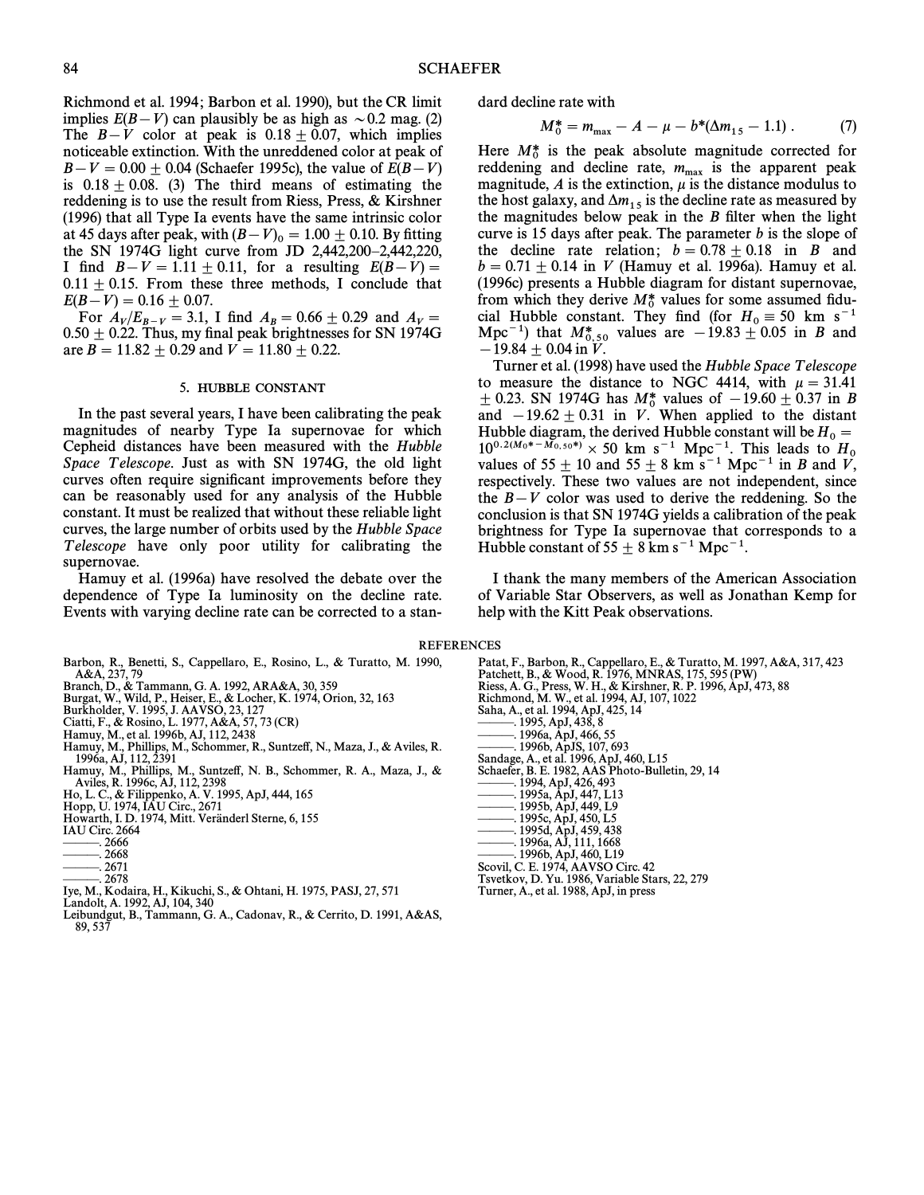Richmond et al. 1994; Barbon et al. 1990), but the CR limit implies $E(B-V)$ can plausibly be as high as $\sim 0.2$ mag. (2) The $B-V$ color at peak is $0.18 \pm 0.07$, which implies noticeable extinction. With the unreddened color at peak of $B-V = 0.00 \pm 0.04$ (Schaefer 1995c), the value of $E(B-V)$ is $0.18 \pm 0.08$. (3) The third means of estimating the reddening is to use the result from Riess, Press, & Kirshner (1996) that all Type Ia events have the same intrinsic color at 45 days after peak, with $(B-V)_0 = 1.00 \pm 0.10$. By fitting the SN 1974G light curve from JD 2,442,200–2,442,220, I find $B-V = 1.11 \pm 0.11$, for a resulting $E(B-V) = 0.11 \pm 0.15$. From these three methods, I conclude that $E(B-V) = 0.16 \pm 0.07$.

For $A_V/E_{B-V} = 3.1$, I find $A_B = 0.66 \pm 0.29$ and $A_V = 0.50 \pm 0.22$. Thus, my final peak brightnesses for SN 1974G are $B = 11.82 \pm 0.29$ and $V = 11.80 \pm 0.22$.

## 5. HUBBLE CONSTANT

In the past several years, I have been calibrating the peak magnitudes of nearby Type Ia supernovae for which Cepheid distances have been measured with the *Hubble Space Telescope*. Just as with SN 1974G, the old light curves often require significant improvements before they can be reasonably used for any analysis of the Hubble constant. It must be realized that without these reliable light curves, the large number of orbits used by the *Hubble Space Telescope* have only poor utility for calibrating the supernovae.

Hamuy et al. (1996a) have resolved the debate over the dependence of Type Ia luminosity on the decline rate. Events with varying decline rate can be corrected to a standard decline rate with

$$M_0^* = m_{\max} - A - \mu - b^*(\Delta m_{15} - 1.1) . \quad (7)$$

Here $M_0^*$ is the peak absolute magnitude corrected for reddening and decline rate, $m_{\max}$ is the apparent peak magnitude, $A$ is the extinction, $\mu$ is the distance modulus to the host galaxy, and $\Delta m_{15}$ is the decline rate as measured by the magnitudes below peak in the $B$ filter when the light curve is 15 days after peak. The parameter $b$ is the slope of the decline rate relation; $b = 0.78 \pm 0.18$ in $B$ and $b = 0.71 \pm 0.14$ in $V$ (Hamuy et al. 1996a). Hamuy et al. (1996c) presents a Hubble diagram for distant supernovae, from which they derive $M_0^*$ values for some assumed fiducial Hubble constant. They find (for $H_0 \equiv 50$ km s$^{-1}$ Mpc$^{-1}$) that $M_{0,50}^*$ values are $-19.83 \pm 0.05$ in $B$ and $-19.84 \pm 0.04$ in $V$.

Turner et al. (1998) have used the *Hubble Space Telescope* to measure the distance to NGC 4414, with $\mu = 31.41 \pm 0.23$. SN 1974G has $M_0^*$ values of $-19.60 \pm 0.37$ in $B$ and $-19.62 \pm 0.31$ in $V$. When applied to the distant Hubble diagram, the derived Hubble constant will be $H_0 = 10^{0.2(M_0* - M_{0,50}*)} \times 50$ km s$^{-1}$ Mpc$^{-1}$. This leads to $H_0$ values of $55 \pm 10$ and $55 \pm 8$ km s$^{-1}$ Mpc$^{-1}$ in $B$ and $V$, respectively. These two values are not independent, since the $B-V$ color was used to derive the reddening. So the conclusion is that SN 1974G yields a calibration of the peak brightness for Type Ia supernovae that corresponds to a Hubble constant of $55 \pm 8$ km s$^{-1}$ Mpc$^{-1}$.

I thank the many members of the American Association of Variable Star Observers, as well as Jonathan Kemp for help with the Kitt Peak observations.

## REFERENCES

Barbon, R., Benetti, S., Cappellaro, E., Rosino, L., & Turatto, M. 1990, A&A, 237, 79
Branch, D., & Tammann, G. A. 1992, ARA&A, 30, 359
Burgat, W., Wild, P., Heiser, E., & Locher, K. 1974, Orion, 32, 163
Burkholder, V. 1995, J. AAVSO, 23, 127
Ciatti, F., & Rosino, L. 1977, A&A, 57, 73 (CR)
Hamuy, M., et al. 1996b, AJ, 112, 2438
Hamuy, M., Phillips, M., Schommer, R., Suntzeff, N., Maza, J., & Aviles, R. 1996a, AJ, 112, 2391
Hamuy, M., Phillips, M., Suntzeff, N. B., Schommer, R. A., Maza, J., & Aviles, R. 1996c, AJ, 112, 2398
Ho, L. C., & Filippenko, A. V. 1995, ApJ, 444, 165
Hopp, U. 1974, IAU Circ., 2671
Howarth, I. D. 1974, Mitt. Veränderl Sterne, 6, 155
IAU Circ. 2664
———. 2666
———. 2668
———. 2671
———. 2678
Iye, M., Kodaira, H., Kikuchi, S., & Ohtani, H. 1975, PASJ, 27, 571
Landolt, A. 1992, AJ, 104, 340
Leibundgut, B., Tammann, G. A., Cadonav, R., & Cerrito, D. 1991, A&AS, 89, 537
Patat, F., Barbon, R., Cappellaro, E., & Turatto, M. 1997, A&A, 317, 423
Patchett, B., & Wood, R. 1976, MNRAS, 175, 595 (PW)
Riess, A. G., Press, W. H., & Kirshner, R. P. 1996, ApJ, 473, 88
Richmond, M. W., et al. 1994, AJ, 107, 1022
Saha, A., et al. 1994, ApJ, 425, 14
———. 1995, ApJ, 438, 8
———. 1996a, ApJ, 466, 55
———. 1996b, ApJS, 107, 693
Sandage, A., et al. 1996, ApJ, 460, L15
Schaefer, B. E. 1982, AAS Photo-Bulletin, 29, 14
———. 1994, ApJ, 426, 493
———. 1995a, ApJ, 447, L13
———. 1995b, ApJ, 449, L9
———. 1995c, ApJ, 450, L5
———. 1995d, ApJ, 459, 438
———. 1996a, AJ, 111, 1668
———. 1996b, ApJ, 460, L19
Scovil, C. E. 1974, AAVSO Circ. 42
Tsvetkov, D. Yu. 1986, Variable Stars, 22, 279
Turner, A., et al. 1988, ApJ, in press